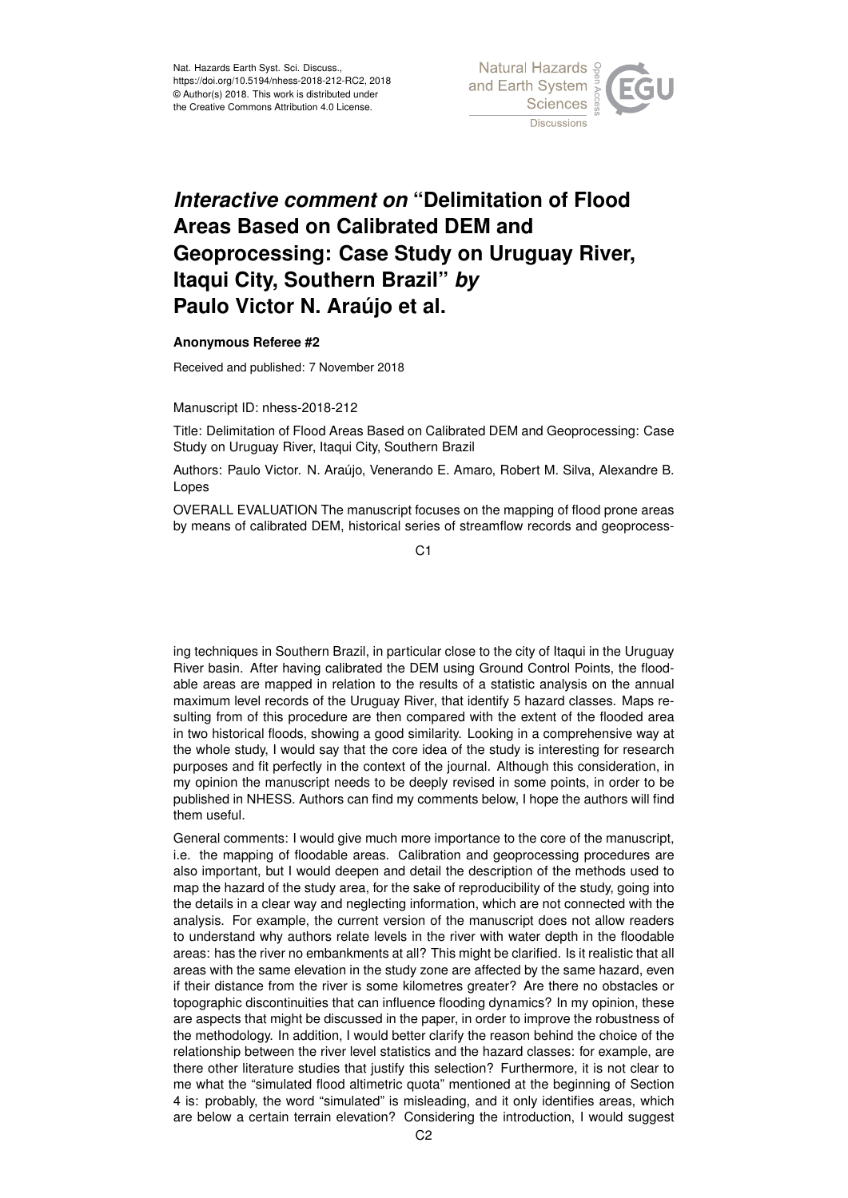# *Interactive comment on* "Delimitation of Flood Areas Based on Calibrated DEM and Geoprocessing: Case Study on Uruguay River, Itaqui City, Southern Brazil" *by* Paulo Victor N. Araújo et al.

**Anonymous Referee #2**

Received and published: 7 November 2018

Manuscript ID: nhess-2018-212

Title: Delimitation of Flood Areas Based on Calibrated DEM and Geoprocessing: Case Study on Uruguay River, Itaqui City, Southern Brazil

Authors: Paulo Victor. N. Araújo, Venerando E. Amaro, Robert M. Silva, Alexandre B. Lopes

OVERALL EVALUATION The manuscript focuses on the mapping of flood prone areas by means of calibrated DEM, historical series of streamflow records and geoprocessing techniques in Southern Brazil, in particular close to the city of Itaqui in the Uruguay River basin. After having calibrated the DEM using Ground Control Points, the floodable areas are mapped in relation to the results of a statistic analysis on the annual maximum level records of the Uruguay River, that identify 5 hazard classes. Maps resulting from of this procedure are then compared with the extent of the flooded area in two historical floods, showing a good similarity. Looking in a comprehensive way at the whole study, I would say that the core idea of the study is interesting for research purposes and fit perfectly in the context of the journal. Although this consideration, in my opinion the manuscript needs to be deeply revised in some points, in order to be published in NHESS. Authors can find my comments below, I hope the authors will find them useful.

General comments: I would give much more importance to the core of the manuscript, i.e. the mapping of floodable areas. Calibration and geoprocessing procedures are also important, but I would deepen and detail the description of the methods used to map the hazard of the study area, for the sake of reproducibility of the study, going into the details in a clear way and neglecting information, which are not connected with the analysis. For example, the current version of the manuscript does not allow readers to understand why authors relate levels in the river with water depth in the floodable areas: has the river no embankments at all? This might be clarified. Is it realistic that all areas with the same elevation in the study zone are affected by the same hazard, even if their distance from the river is some kilometres greater? Are there no obstacles or topographic discontinuities that can influence flooding dynamics? In my opinion, these are aspects that might be discussed in the paper, in order to improve the robustness of the methodology. In addition, I would better clarify the reason behind the choice of the relationship between the river level statistics and the hazard classes: for example, are there other literature studies that justify this selection? Furthermore, it is not clear to me what the "simulated flood altimetric quota" mentioned at the beginning of Section 4 is: probably, the word "simulated" is misleading, and it only identifies areas, which are below a certain terrain elevation? Considering the introduction, I would suggest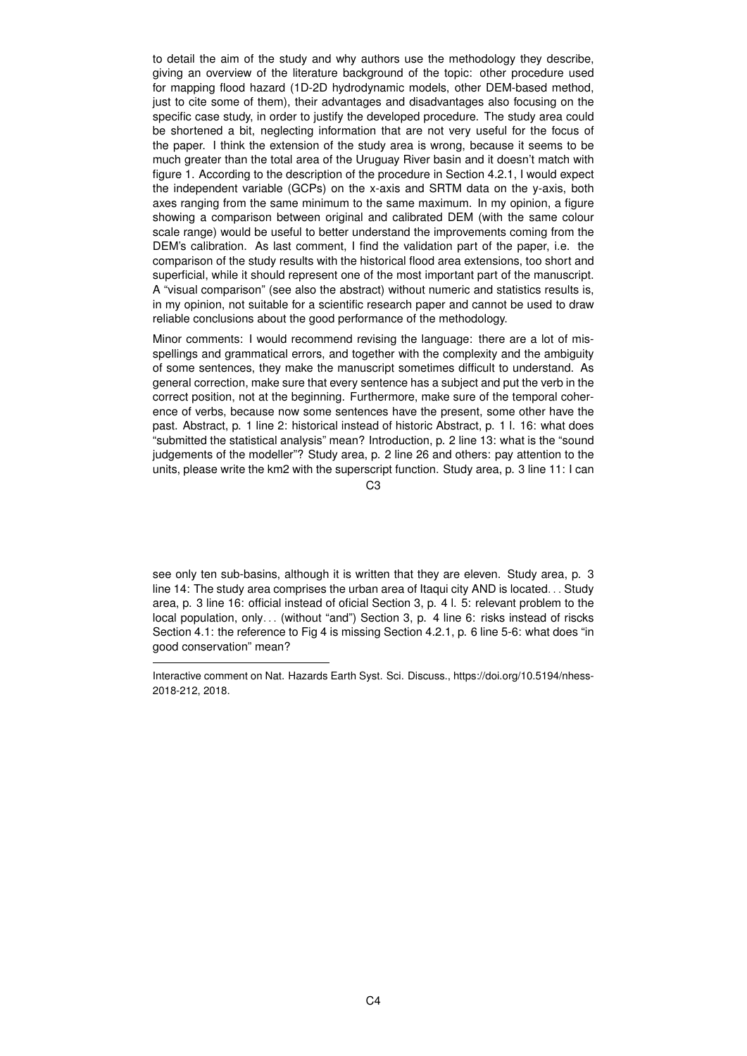to detail the aim of the study and why authors use the methodology they describe, giving an overview of the literature background of the topic: other procedure used for mapping flood hazard (1D-2D hydrodynamic models, other DEM-based method, just to cite some of them), their advantages and disadvantages also focusing on the specific case study, in order to justify the developed procedure. The study area could be shortened a bit, neglecting information that are not very useful for the focus of the paper. I think the extension of the study area is wrong, because it seems to be much greater than the total area of the Uruguay River basin and it doesn't match with figure 1. According to the description of the procedure in Section 4.2.1, I would expect the independent variable (GCPs) on the x-axis and SRTM data on the y-axis, both axes ranging from the same minimum to the same maximum. In my opinion, a figure showing a comparison between original and calibrated DEM (with the same colour scale range) would be useful to better understand the improvements coming from the DEM's calibration. As last comment, I find the validation part of the paper, i.e. the comparison of the study results with the historical flood area extensions, too short and superficial, while it should represent one of the most important part of the manuscript. A "visual comparison" (see also the abstract) without numeric and statistics results is, in my opinion, not suitable for a scientific research paper and cannot be used to draw reliable conclusions about the good performance of the methodology.

Minor comments: I would recommend revising the language: there are a lot of misspellings and grammatical errors, and together with the complexity and the ambiguity of some sentences, they make the manuscript sometimes difficult to understand. As general correction, make sure that every sentence has a subject and put the verb in the correct position, not at the beginning. Furthermore, make sure of the temporal coherence of verbs, because now some sentences have the present, some other have the past. Abstract, p. 1 line 2: historical instead of historic Abstract, p. 1 l. 16: what does "submitted the statistical analysis" mean? Introduction, p. 2 line 13: what is the "sound judgements of the modeller"? Study area, p. 2 line 26 and others: pay attention to the units, please write the km2 with the superscript function. Study area, p. 3 line 11: I can see only ten sub-basins, although it is written that they are eleven. Study area, p. 3 line 14: The study area comprises the urban area of Itaqui city AND is located... Study area, p. 3 line 16: official instead of oficial Section 3, p. 4 l. 5: relevant problem to the local population, only... (without "and") Section 3, p. 4 line 6: risks instead of riscks Section 4.1: the reference to Fig 4 is missing Section 4.2.1, p. 6 line 5-6: what does "in good conservation" mean?

---

Interactive comment on Nat. Hazards Earth Syst. Sci. Discuss., https://doi.org/10.5194/nhess-2018-212, 2018.